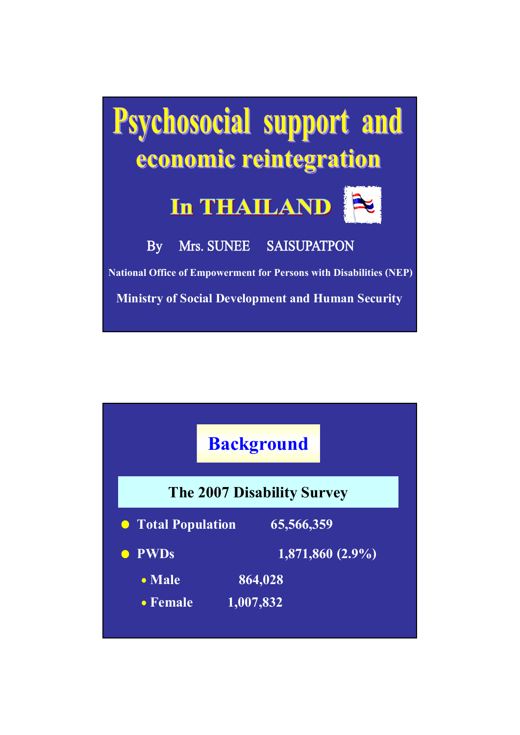# Psychosocial support and economic reintegration

## In THAILAND

By Mrs. SUNEE SAISUPATPON

National Office of Empowerment for Persons with Disabilities (NEP)

Ministry of Social Development and Human Security

## Background

### The 2007 Disability Survey

- **Total Population** 65,566,359
- **PWDs** 1,871,860 (2.9%)
  - **Male** 864,028
  - **Female** 1,007,832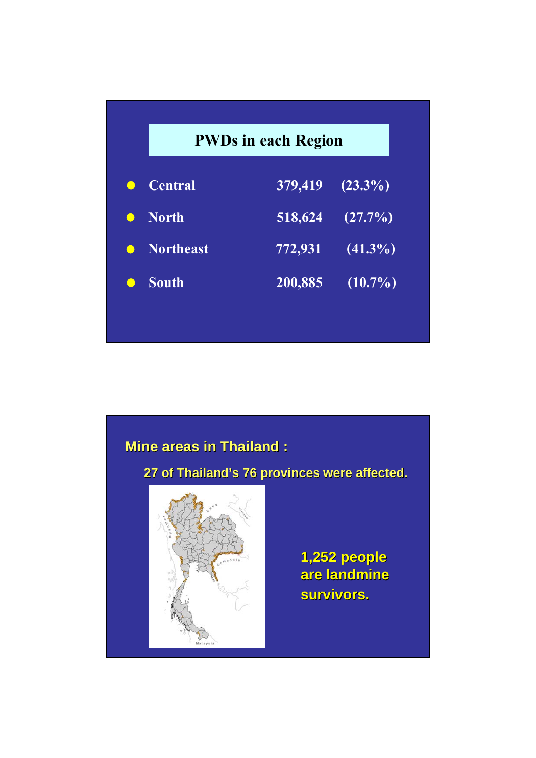## PWDs in each Region

- Central 379,419 (23.3%)
- North 518,624 (27.7%)
- Northeast 772,931 (41.3%)
- South 200,885 (10.7%)

## Mine areas in Thailand :

27 of Thailand's 76 provinces were affected.

1,252 people are landmine survivors.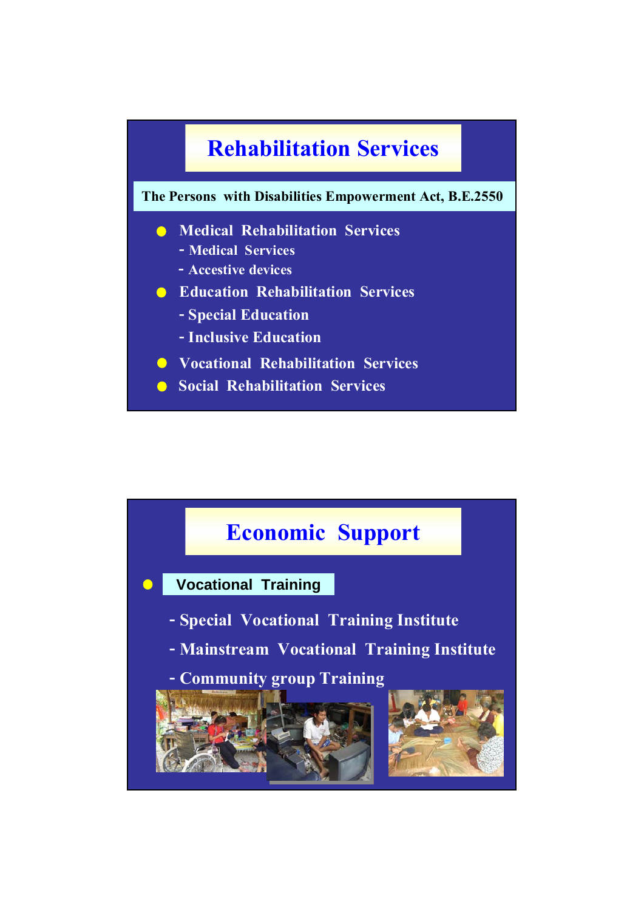# Rehabilitation Services

**The Persons with Disabilities Empowerment Act, B.E.2550**

- Medical Rehabilitation Services
  - Medical Services
  - Accestive devices
- Education Rehabilitation Services
  - Special Education
  - Inclusive Education
- Vocational Rehabilitation Services
- Social Rehabilitation Services

# Economic Support

- **Vocational Training**
  - Special Vocational Training Institute
  - Mainstream Vocational Training Institute
  - Community group Training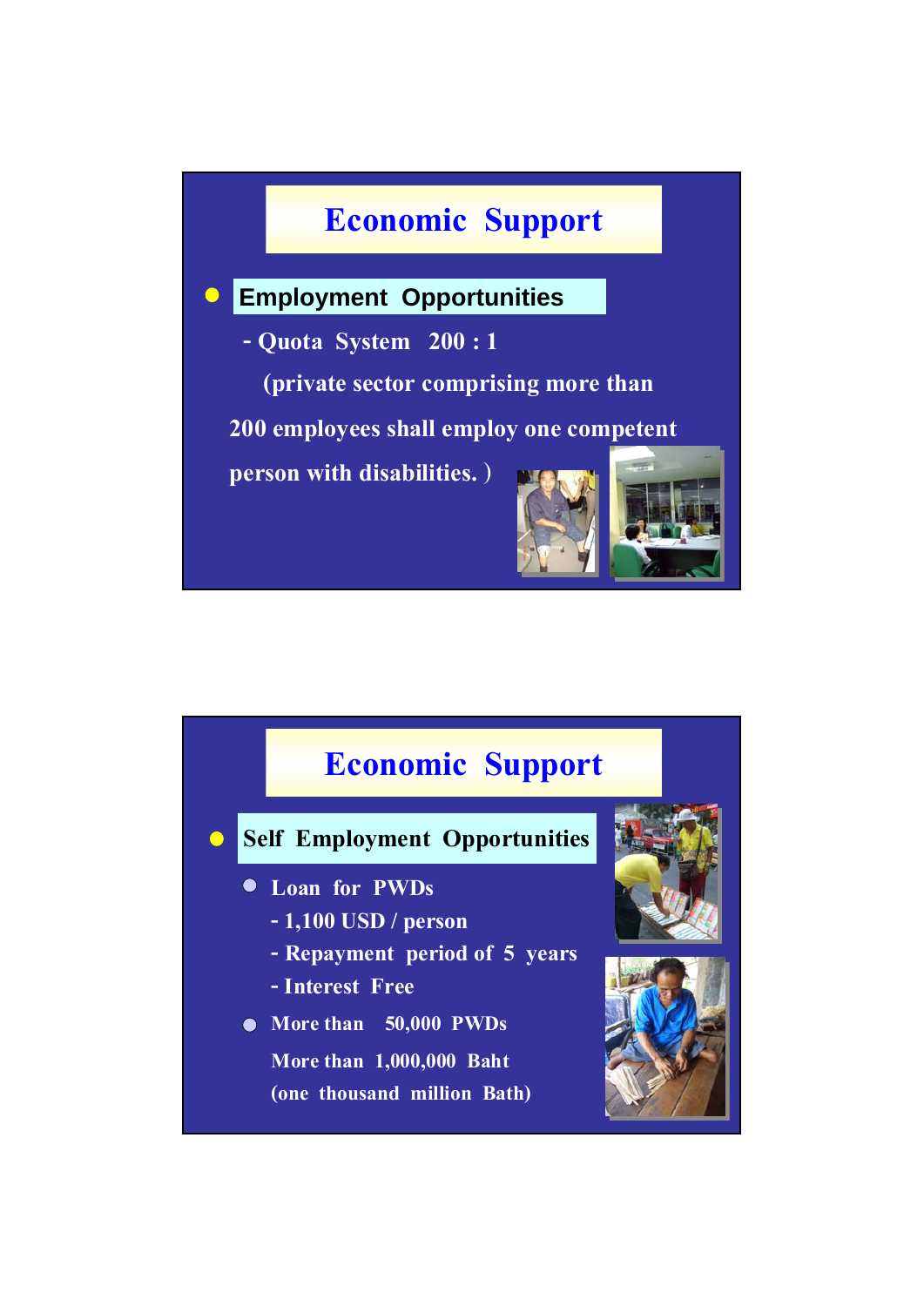## Economic Support

- **Employment Opportunities**

  - Quota System 200 : 1

    (private sector comprising more than 200 employees shall employ one competent person with disabilities. )

## Economic Support

- **Self Employment Opportunities**
  - Loan for PWDs
    - 1,100 USD / person
    - Repayment period of 5 years
    - Interest Free
  - More than 50,000 PWDs

    More than 1,000,000 Baht

    (one thousand million Bath)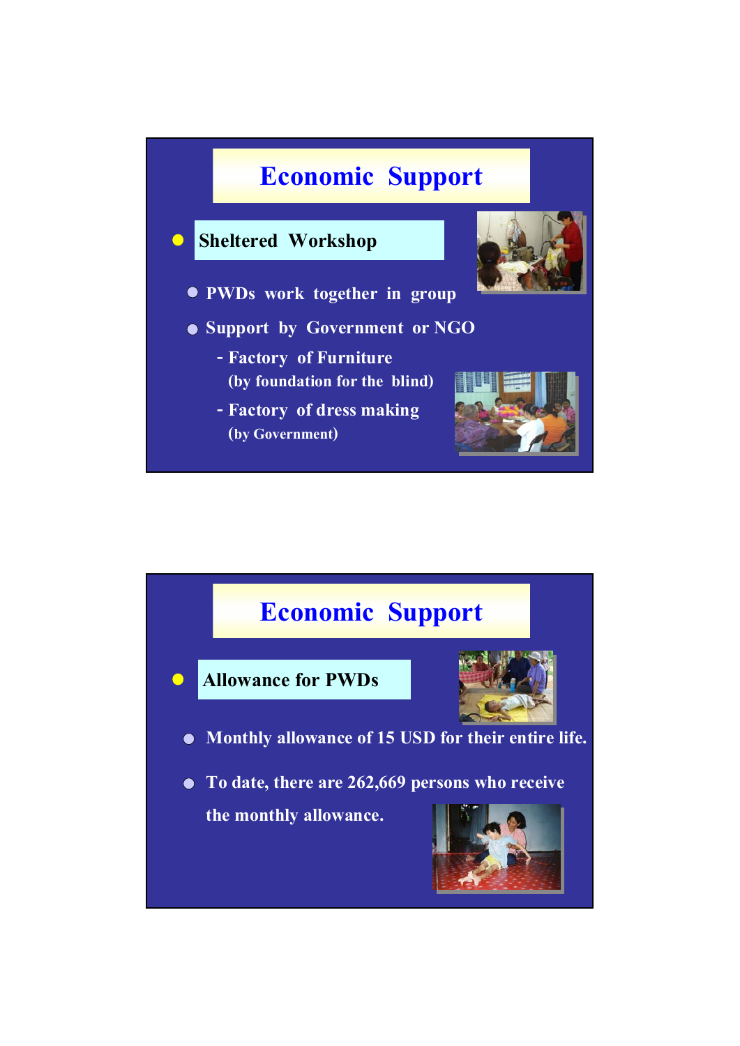# Economic Support

- **Sheltered Workshop**
  - PWDs work together in group
  - Support by Government or NGO
    - Factory of Furniture (by foundation for the blind)
    - Factory of dress making (by Government)

# Economic Support

- **Allowance for PWDs**
  - Monthly allowance of 15 USD for their entire life.
  - To date, there are 262,669 persons who receive the monthly allowance.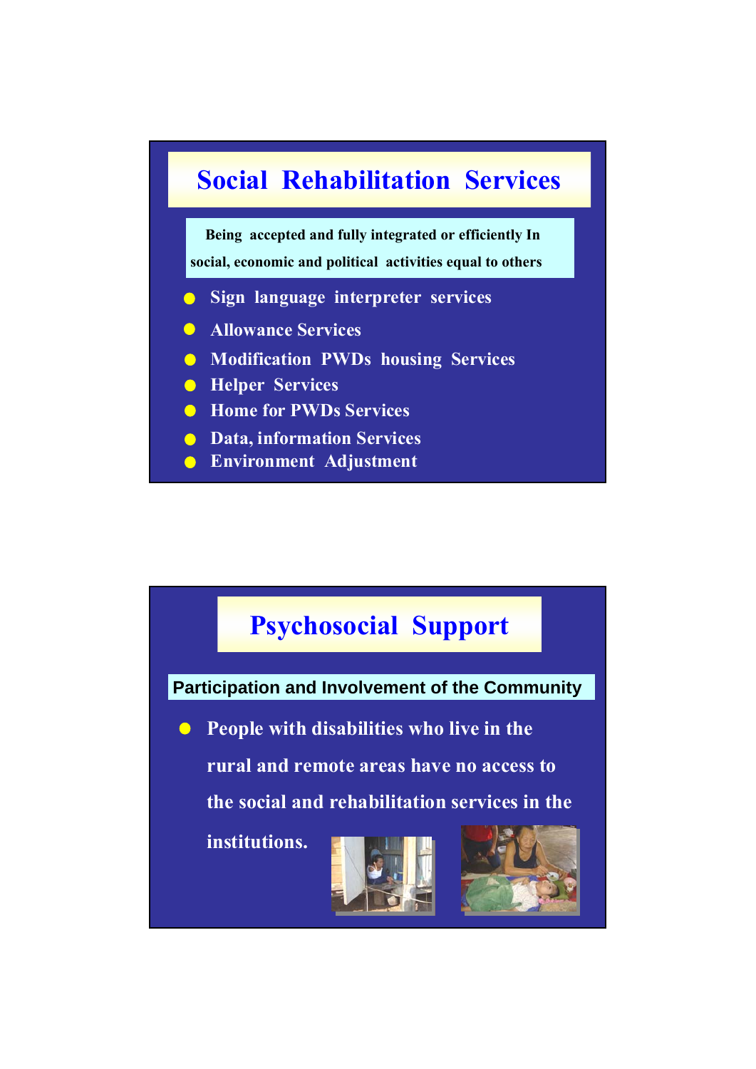## Social Rehabilitation Services

**Being accepted and fully integrated or efficiently In social, economic and political activities equal to others**

- Sign language interpreter services
- Allowance Services
- Modification PWDs housing Services
- Helper Services
- Home for PWDs Services
- Data, information Services
- Environment Adjustment

## Psychosocial Support

**Participation and Involvement of the Community**

- People with disabilities who live in the rural and remote areas have no access to the social and rehabilitation services in the institutions.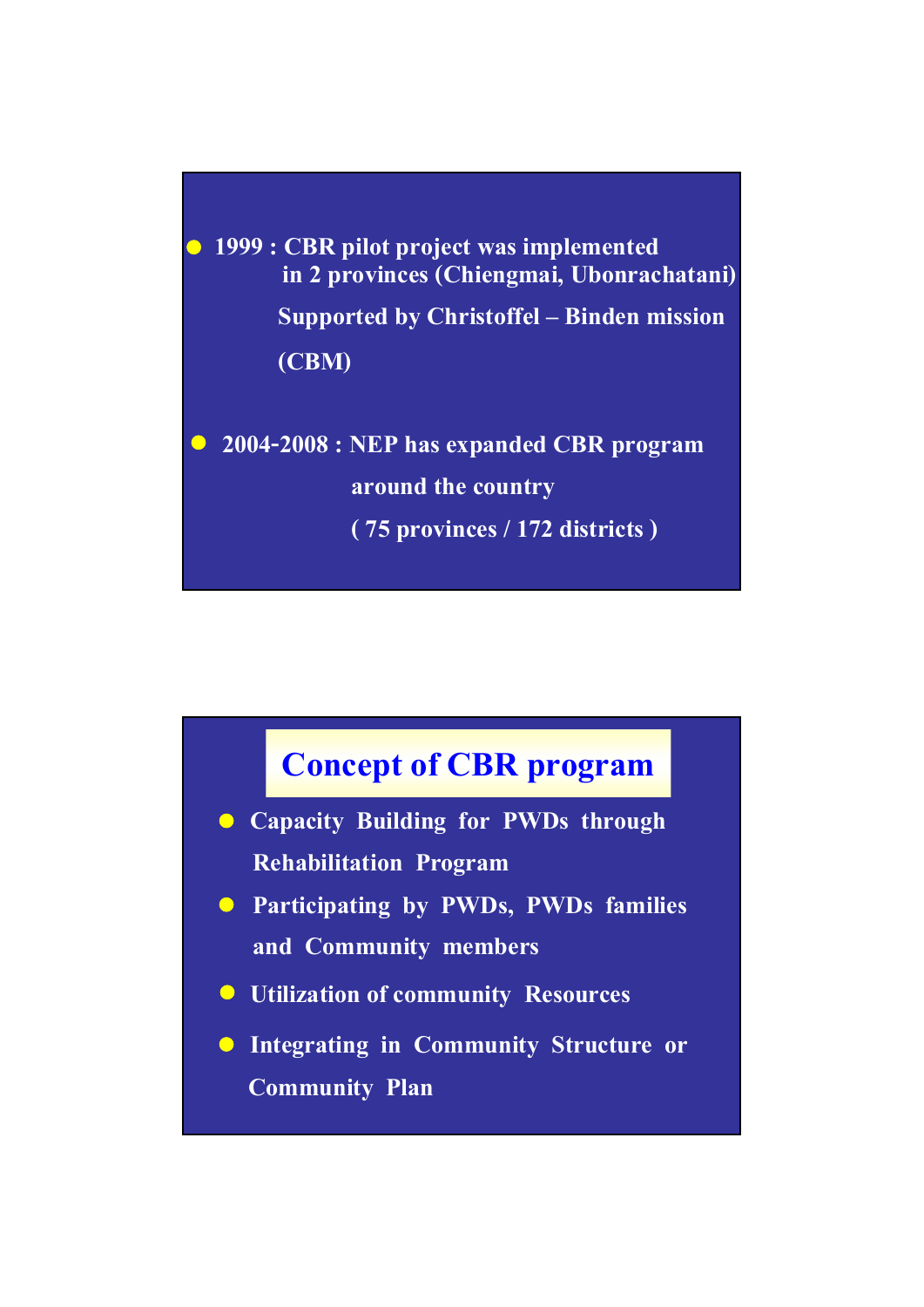- 1999 : CBR pilot project was implemented in 2 provinces (Chiengmai, Ubonrachatani) Supported by Christoffel – Binden mission (CBM)

- 2004-2008 : NEP has expanded CBR program around the country ( 75 provinces / 172 districts )

## Concept of CBR program

- Capacity Building for PWDs through Rehabilitation Program
- Participating by PWDs, PWDs families and Community members
- Utilization of community Resources
- Integrating in Community Structure or Community Plan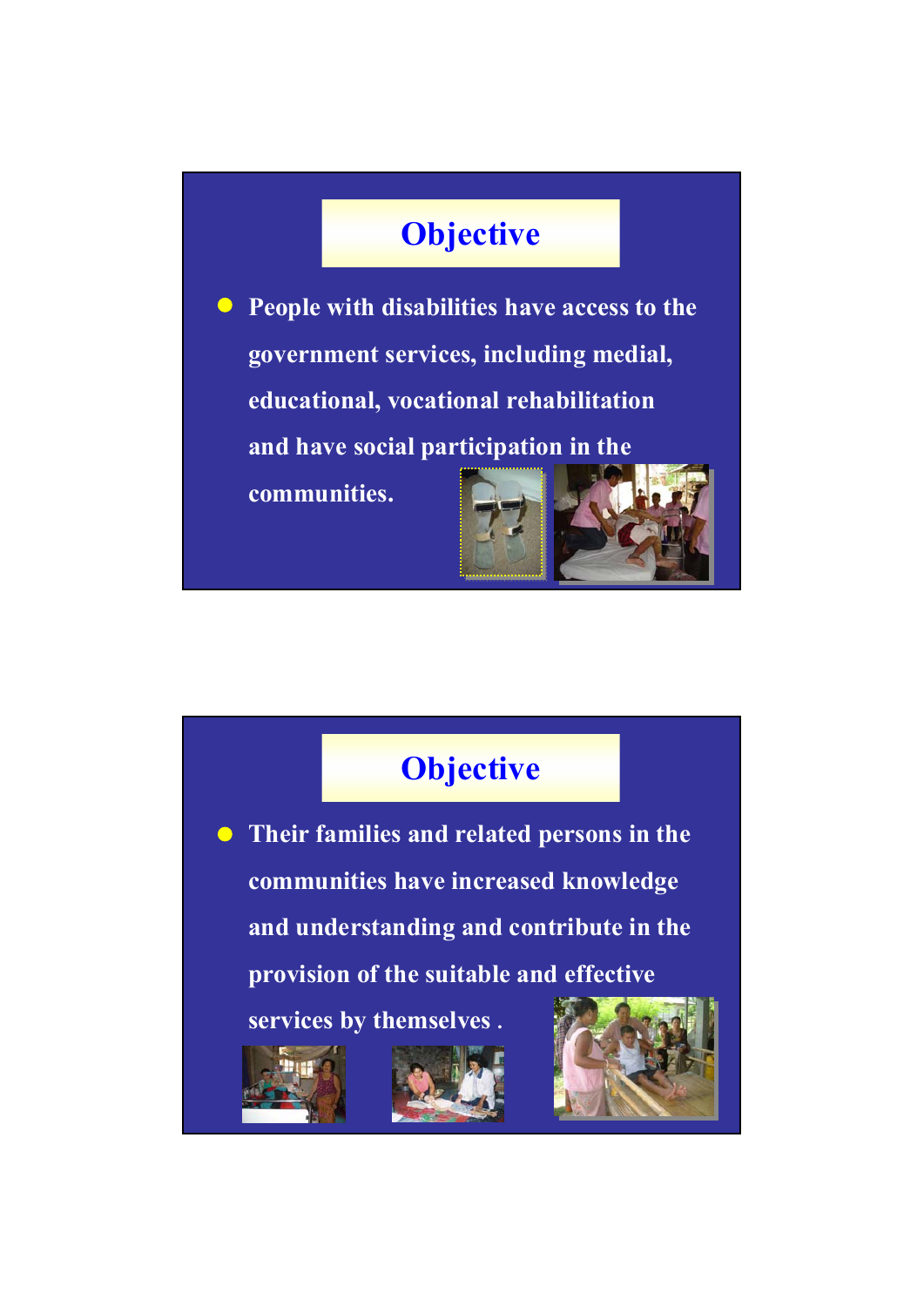## Objective

- People with disabilities have access to the government services, including medial, educational, vocational rehabilitation and have social participation in the communities.

## Objective

- Their families and related persons in the communities have increased knowledge and understanding and contribute in the provision of the suitable and effective services by themselves .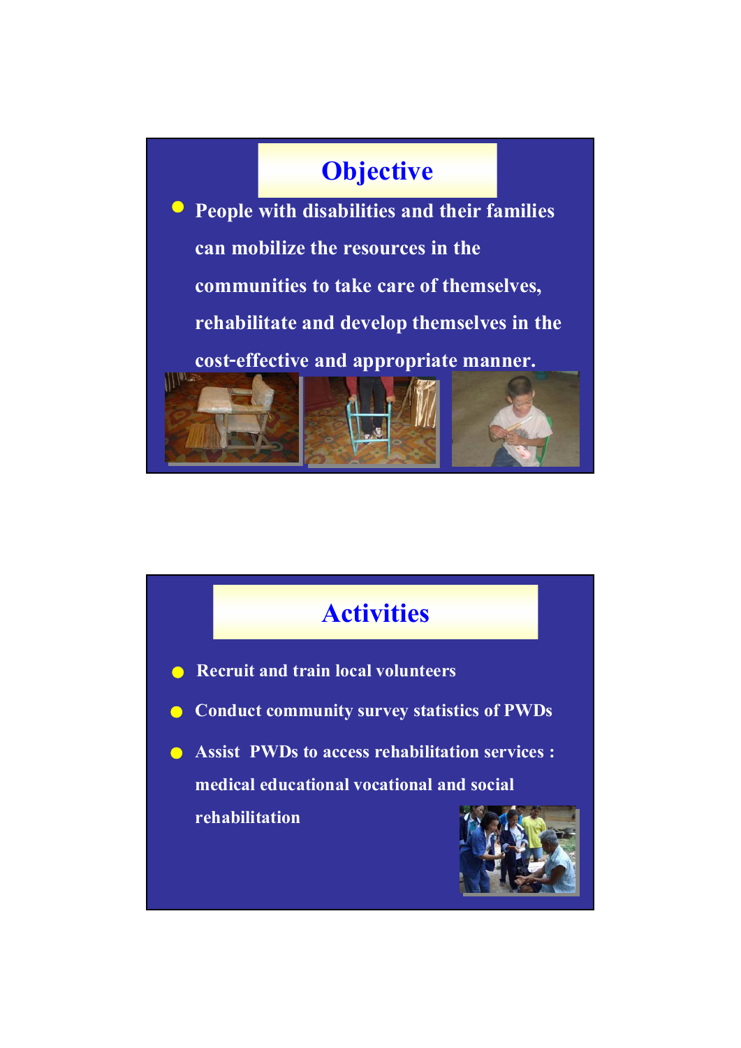## Objective

- People with disabilities and their families can mobilize the resources in the communities to take care of themselves, rehabilitate and develop themselves in the cost-effective and appropriate manner.

## Activities

- Recruit and train local volunteers
- Conduct community survey statistics of PWDs
- Assist PWDs to access rehabilitation services : medical educational vocational and social rehabilitation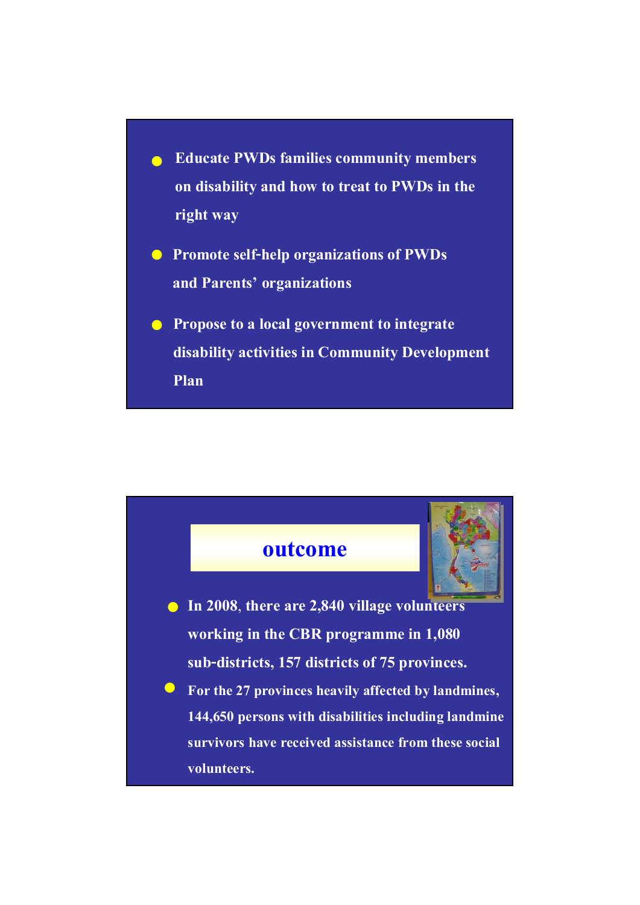- Educate PWDs families community members on disability and how to treat to PWDs in the right way
- Promote self-help organizations of PWDs and Parents' organizations
- Propose to a local government to integrate disability activities in Community Development Plan

## outcome

- In 2008, there are 2,840 village volunteers working in the CBR programme in 1,080 sub-districts, 157 districts of 75 provinces.
- For the 27 provinces heavily affected by landmines, 144,650 persons with disabilities including landmine survivors have received assistance from these social volunteers.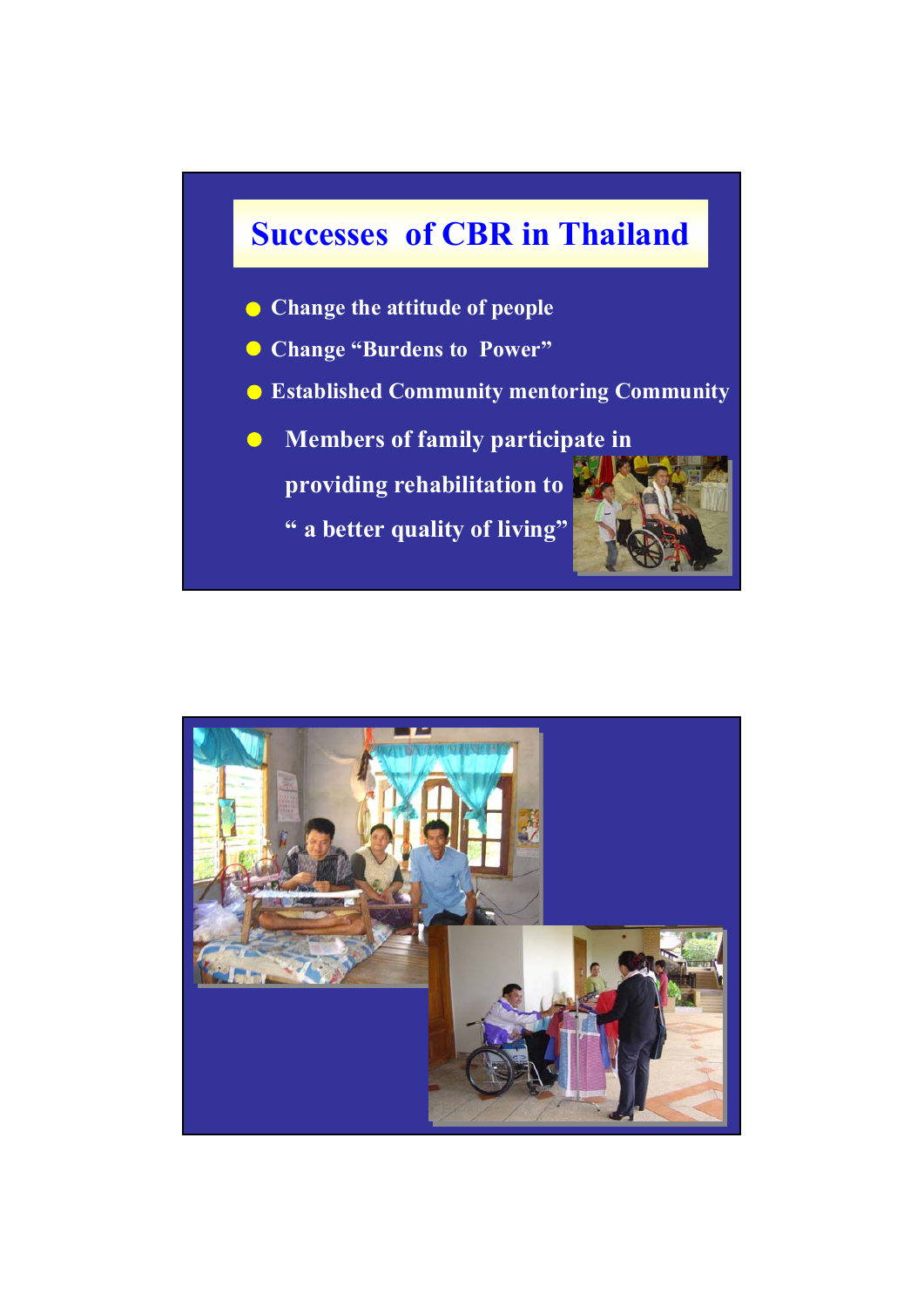# Successes of CBR in Thailand

- Change the attitude of people
- Change "Burdens to Power"
- Established Community mentoring Community
- Members of family participate in providing rehabilitation to " a better quality of living"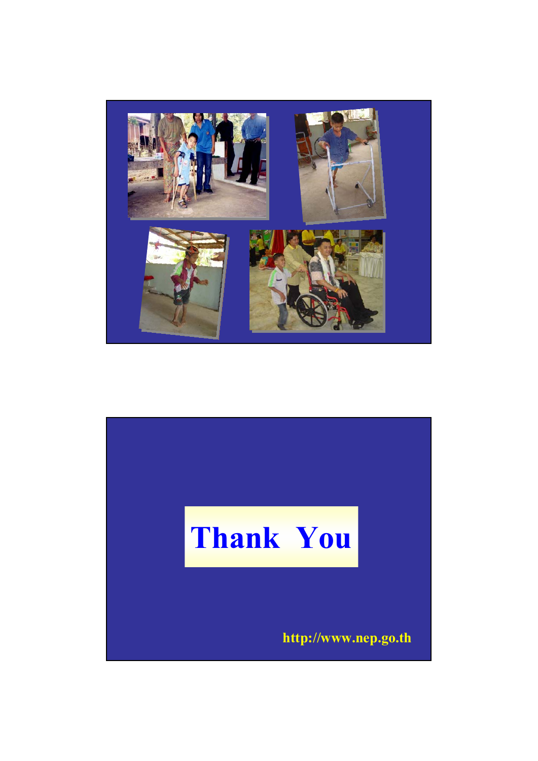Thank You

http://www.nep.go.th